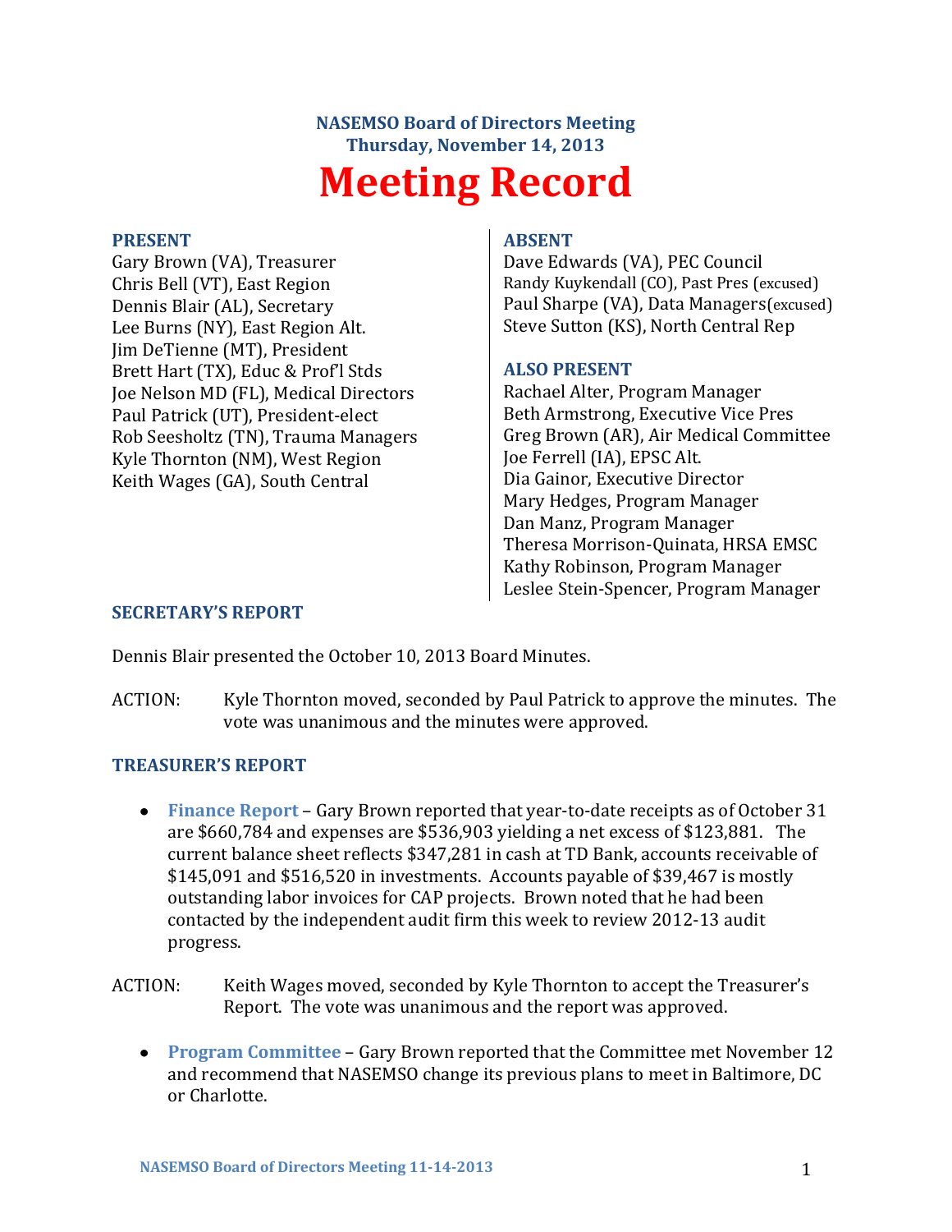**NASEMSO Board of Directors Meeting**
**Thursday, November 14, 2013**

# Meeting Record

### PRESENT

Gary Brown (VA), Treasurer
Chris Bell (VT), East Region
Dennis Blair (AL), Secretary
Lee Burns (NY), East Region Alt.
Jim DeTienne (MT), President
Brett Hart (TX), Educ & Prof'l Stds
Joe Nelson MD (FL), Medical Directors
Paul Patrick (UT), President-elect
Rob Seesholtz (TN), Trauma Managers
Kyle Thornton (NM), West Region
Keith Wages (GA), South Central

### ABSENT

Dave Edwards (VA), PEC Council
Randy Kuykendall (CO), Past Pres (excused)
Paul Sharpe (VA), Data Managers(excused)
Steve Sutton (KS), North Central Rep

### ALSO PRESENT

Rachael Alter, Program Manager
Beth Armstrong, Executive Vice Pres
Greg Brown (AR), Air Medical Committee
Joe Ferrell (IA), EPSC Alt.
Dia Gainor, Executive Director
Mary Hedges, Program Manager
Dan Manz, Program Manager
Theresa Morrison-Quinata, HRSA EMSC
Kathy Robinson, Program Manager
Leslee Stein-Spencer, Program Manager

### SECRETARY'S REPORT

Dennis Blair presented the October 10, 2013 Board Minutes.

ACTION: Kyle Thornton moved, seconded by Paul Patrick to approve the minutes. The vote was unanimous and the minutes were approved.

### TREASURER'S REPORT

- **Finance Report** – Gary Brown reported that year-to-date receipts as of October 31 are $660,784 and expenses are $536,903 yielding a net excess of $123,881. The current balance sheet reflects $347,281 in cash at TD Bank, accounts receivable of $145,091 and $516,520 in investments. Accounts payable of $39,467 is mostly outstanding labor invoices for CAP projects. Brown noted that he had been contacted by the independent audit firm this week to review 2012-13 audit progress.

ACTION: Keith Wages moved, seconded by Kyle Thornton to accept the Treasurer's Report. The vote was unanimous and the report was approved.

- **Program Committee** – Gary Brown reported that the Committee met November 12 and recommend that NASEMSO change its previous plans to meet in Baltimore, DC or Charlotte.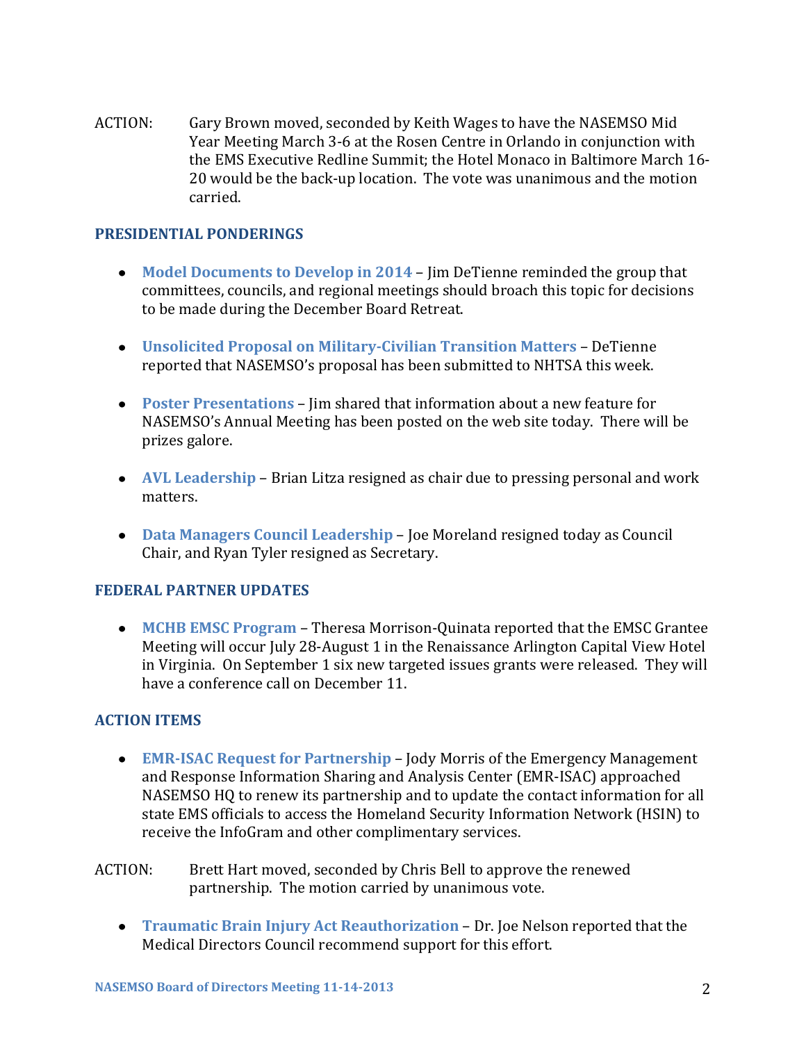ACTION: Gary Brown moved, seconded by Keith Wages to have the NASEMSO Mid Year Meeting March 3-6 at the Rosen Centre in Orlando in conjunction with the EMS Executive Redline Summit; the Hotel Monaco in Baltimore March 16-20 would be the back-up location. The vote was unanimous and the motion carried.

## PRESIDENTIAL PONDERINGS

- **Model Documents to Develop in 2014** – Jim DeTienne reminded the group that committees, councils, and regional meetings should broach this topic for decisions to be made during the December Board Retreat.
- **Unsolicited Proposal on Military-Civilian Transition Matters** – DeTienne reported that NASEMSO's proposal has been submitted to NHTSA this week.
- **Poster Presentations** – Jim shared that information about a new feature for NASEMSO's Annual Meeting has been posted on the web site today. There will be prizes galore.
- **AVL Leadership** – Brian Litza resigned as chair due to pressing personal and work matters.
- **Data Managers Council Leadership** – Joe Moreland resigned today as Council Chair, and Ryan Tyler resigned as Secretary.

## FEDERAL PARTNER UPDATES

- **MCHB EMSC Program** – Theresa Morrison-Quinata reported that the EMSC Grantee Meeting will occur July 28-August 1 in the Renaissance Arlington Capital View Hotel in Virginia. On September 1 six new targeted issues grants were released. They will have a conference call on December 11.

## ACTION ITEMS

- **EMR-ISAC Request for Partnership** – Jody Morris of the Emergency Management and Response Information Sharing and Analysis Center (EMR-ISAC) approached NASEMSO HQ to renew its partnership and to update the contact information for all state EMS officials to access the Homeland Security Information Network (HSIN) to receive the InfoGram and other complimentary services.

ACTION: Brett Hart moved, seconded by Chris Bell to approve the renewed partnership. The motion carried by unanimous vote.

- **Traumatic Brain Injury Act Reauthorization** – Dr. Joe Nelson reported that the Medical Directors Council recommend support for this effort.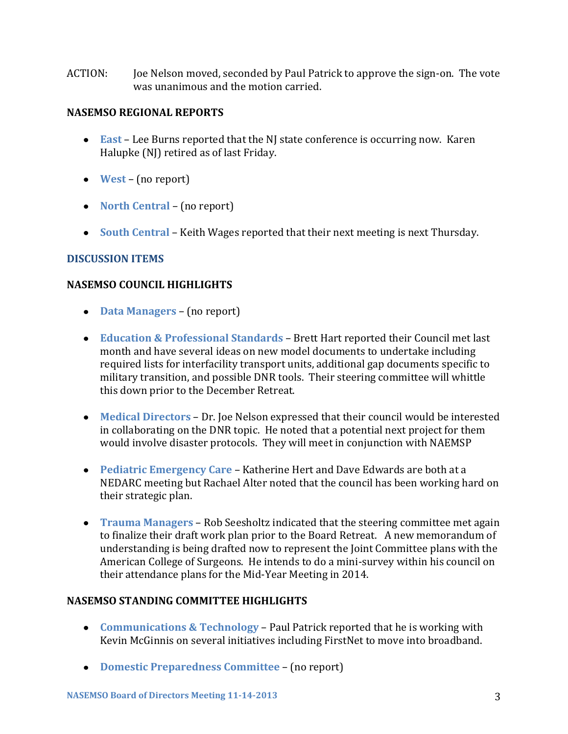ACTION: Joe Nelson moved, seconded by Paul Patrick to approve the sign-on. The vote was unanimous and the motion carried.

## NASEMSO REGIONAL REPORTS

- **East** – Lee Burns reported that the NJ state conference is occurring now. Karen Halupke (NJ) retired as of last Friday.
- **West** – (no report)
- **North Central** – (no report)
- **South Central** – Keith Wages reported that their next meeting is next Thursday.

## DISCUSSION ITEMS

## NASEMSO COUNCIL HIGHLIGHTS

- **Data Managers** – (no report)
- **Education & Professional Standards** – Brett Hart reported their Council met last month and have several ideas on new model documents to undertake including required lists for interfacility transport units, additional gap documents specific to military transition, and possible DNR tools. Their steering committee will whittle this down prior to the December Retreat.
- **Medical Directors** – Dr. Joe Nelson expressed that their council would be interested in collaborating on the DNR topic. He noted that a potential next project for them would involve disaster protocols. They will meet in conjunction with NAEMSP
- **Pediatric Emergency Care** – Katherine Hert and Dave Edwards are both at a NEDARC meeting but Rachael Alter noted that the council has been working hard on their strategic plan.
- **Trauma Managers** – Rob Seesholtz indicated that the steering committee met again to finalize their draft work plan prior to the Board Retreat. A new memorandum of understanding is being drafted now to represent the Joint Committee plans with the American College of Surgeons. He intends to do a mini-survey within his council on their attendance plans for the Mid-Year Meeting in 2014.

## NASEMSO STANDING COMMITTEE HIGHLIGHTS

- **Communications & Technology** – Paul Patrick reported that he is working with Kevin McGinnis on several initiatives including FirstNet to move into broadband.
- **Domestic Preparedness Committee** – (no report)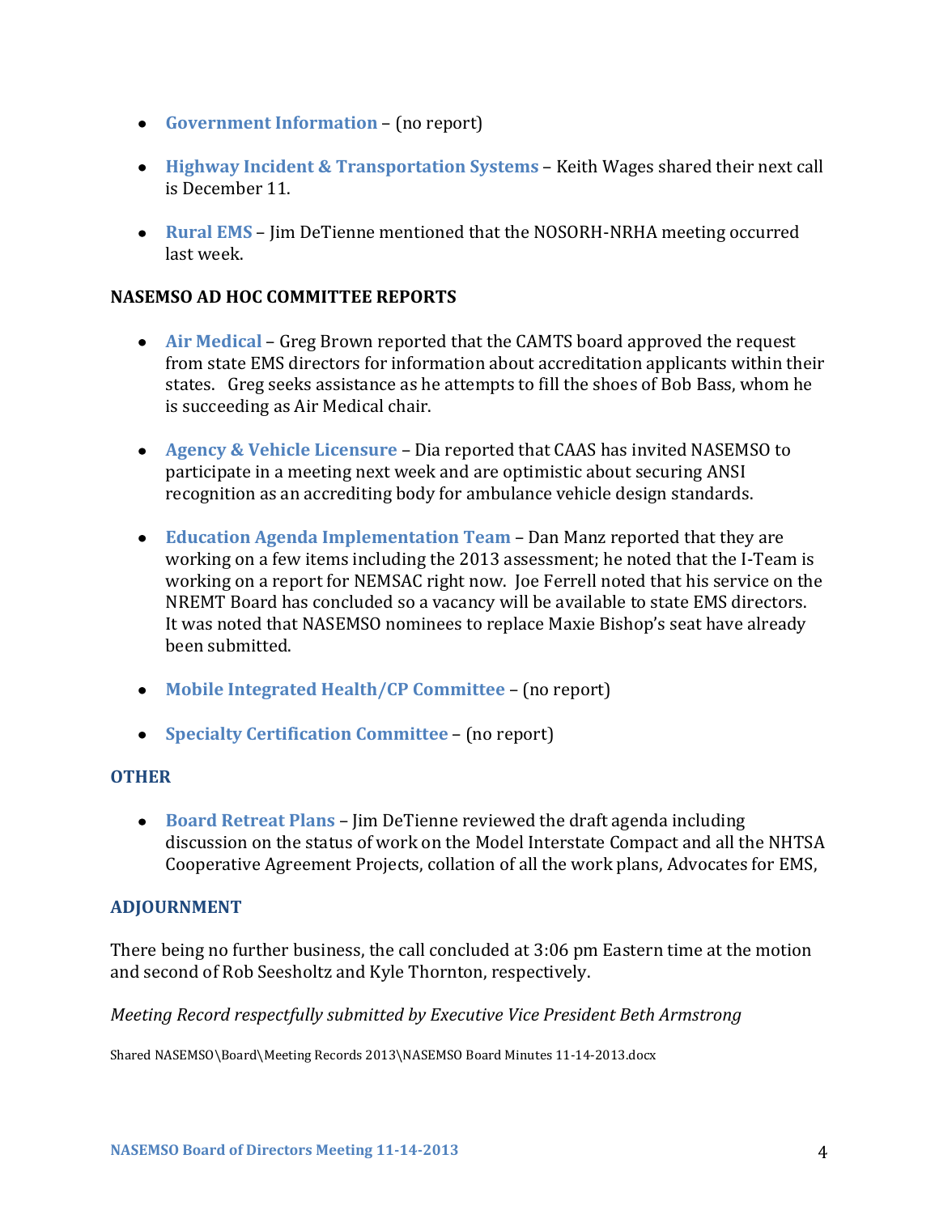- **Government Information** – (no report)

- **Highway Incident & Transportation Systems** – Keith Wages shared their next call is December 11.

- **Rural EMS** – Jim DeTienne mentioned that the NOSORH-NRHA meeting occurred last week.

## NASEMSO AD HOC COMMITTEE REPORTS

- **Air Medical** – Greg Brown reported that the CAMTS board approved the request from state EMS directors for information about accreditation applicants within their states. Greg seeks assistance as he attempts to fill the shoes of Bob Bass, whom he is succeeding as Air Medical chair.

- **Agency & Vehicle Licensure** – Dia reported that CAAS has invited NASEMSO to participate in a meeting next week and are optimistic about securing ANSI recognition as an accrediting body for ambulance vehicle design standards.

- **Education Agenda Implementation Team** – Dan Manz reported that they are working on a few items including the 2013 assessment; he noted that the I-Team is working on a report for NEMSAC right now. Joe Ferrell noted that his service on the NREMT Board has concluded so a vacancy will be available to state EMS directors. It was noted that NASEMSO nominees to replace Maxie Bishop's seat have already been submitted.

- **Mobile Integrated Health/CP Committee** – (no report)

- **Specialty Certification Committee** – (no report)

## OTHER

- **Board Retreat Plans** – Jim DeTienne reviewed the draft agenda including discussion on the status of work on the Model Interstate Compact and all the NHTSA Cooperative Agreement Projects, collation of all the work plans, Advocates for EMS,

## ADJOURNMENT

There being no further business, the call concluded at 3:06 pm Eastern time at the motion and second of Rob Seesholtz and Kyle Thornton, respectively.

*Meeting Record respectfully submitted by Executive Vice President Beth Armstrong*

Shared NASEMSO\Board\Meeting Records 2013\NASEMSO Board Minutes 11-14-2013.docx